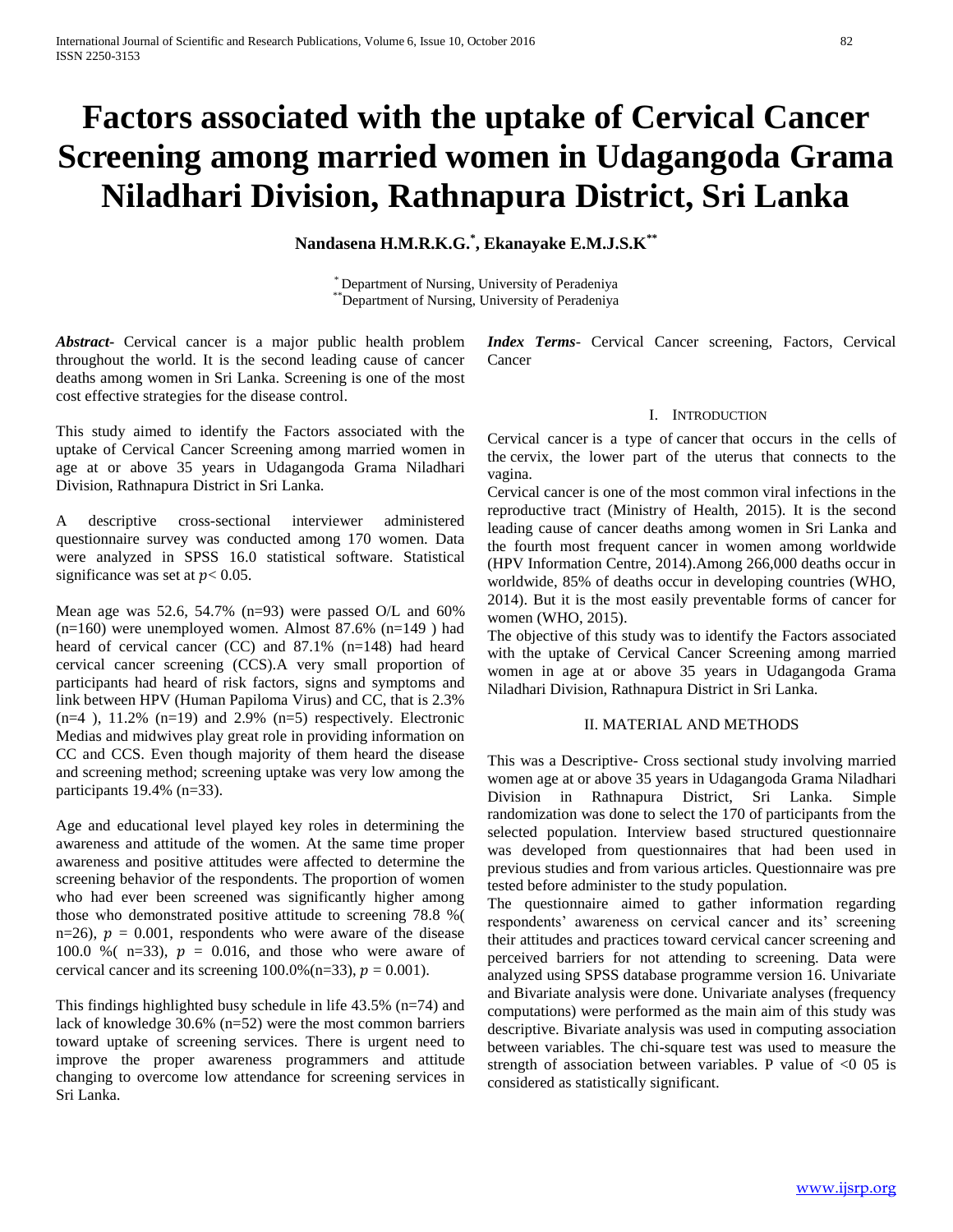# Factors associated with the uptake of Cervical Cancer Screening among married women in Udagangoda Grama Niladhari Division, Rathnapura District, Sri Lanka

**Nandasena H.M.R.K.G.[*], Ekanayake E.M.J.S.K[**]**

[*] Department of Nursing, University of Peradeniya
[**] Department of Nursing, University of Peradeniya

***Abstract***- Cervical cancer is a major public health problem throughout the world. It is the second leading cause of cancer deaths among women in Sri Lanka. Screening is one of the most cost effective strategies for the disease control.

This study aimed to identify the Factors associated with the uptake of Cervical Cancer Screening among married women in age at or above 35 years in Udagangoda Grama Niladhari Division, Rathnapura District in Sri Lanka.

A descriptive cross-sectional interviewer administered questionnaire survey was conducted among 170 women. Data were analyzed in SPSS 16.0 statistical software. Statistical significance was set at $p< 0.05$.

Mean age was 52.6, 54.7% (n=93) were passed O/L and 60% (n=160) were unemployed women. Almost 87.6% (n=149 ) had heard of cervical cancer (CC) and 87.1% (n=148) had heard cervical cancer screening (CCS).A very small proportion of participants had heard of risk factors, signs and symptoms and link between HPV (Human Papiloma Virus) and CC, that is 2.3% (n=4 ), 11.2% (n=19) and 2.9% (n=5) respectively. Electronic Medias and midwives play great role in providing information on CC and CCS. Even though majority of them heard the disease and screening method; screening uptake was very low among the participants 19.4% (n=33).

Age and educational level played key roles in determining the awareness and attitude of the women. At the same time proper awareness and positive attitudes were affected to determine the screening behavior of the respondents. The proportion of women who had ever been screened was significantly higher among those who demonstrated positive attitude to screening 78.8 %( n=26), $p = 0.001$, respondents who were aware of the disease 100.0 %( n=33), $p = 0.016$, and those who were aware of cervical cancer and its screening 100.0%(n=33), $p = 0.001$).

This findings highlighted busy schedule in life 43.5% (n=74) and lack of knowledge 30.6% (n=52) were the most common barriers toward uptake of screening services. There is urgent need to improve the proper awareness programmers and attitude changing to overcome low attendance for screening services in Sri Lanka.

***Index Terms***- Cervical Cancer screening, Factors, Cervical Cancer

## I. Introduction

Cervical cancer is a type of cancer that occurs in the cells of the cervix, the lower part of the uterus that connects to the vagina.

Cervical cancer is one of the most common viral infections in the reproductive tract (Ministry of Health, 2015). It is the second leading cause of cancer deaths among women in Sri Lanka and the fourth most frequent cancer in women among worldwide (HPV Information Centre, 2014).Among 266,000 deaths occur in worldwide, 85% of deaths occur in developing countries (WHO, 2014). But it is the most easily preventable forms of cancer for women (WHO, 2015).

The objective of this study was to identify the Factors associated with the uptake of Cervical Cancer Screening among married women in age at or above 35 years in Udagangoda Grama Niladhari Division, Rathnapura District in Sri Lanka.

## II. MATERIAL AND METHODS

This was a Descriptive- Cross sectional study involving married women age at or above 35 years in Udagangoda Grama Niladhari Division in Rathnapura District, Sri Lanka. Simple randomization was done to select the 170 of participants from the selected population. Interview based structured questionnaire was developed from questionnaires that had been used in previous studies and from various articles. Questionnaire was pre tested before administer to the study population.

The questionnaire aimed to gather information regarding respondents' awareness on cervical cancer and its' screening their attitudes and practices toward cervical cancer screening and perceived barriers for not attending to screening. Data were analyzed using SPSS database programme version 16. Univariate and Bivariate analysis were done. Univariate analyses (frequency computations) were performed as the main aim of this study was descriptive. Bivariate analysis was used in computing association between variables. The chi-square test was used to measure the strength of association between variables. P value of <0 05 is considered as statistically significant.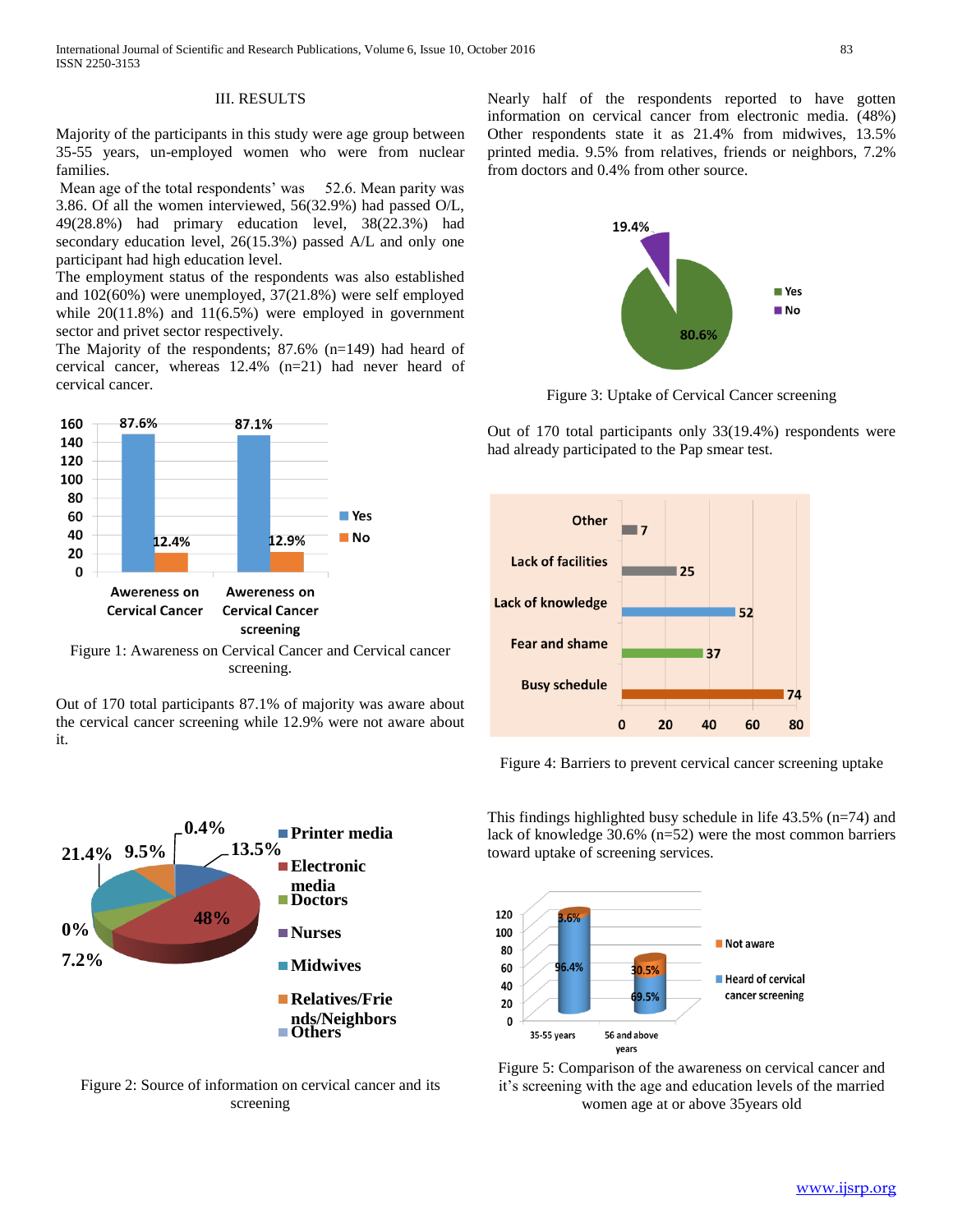## III. RESULTS

Majority of the participants in this study were age group between 35-55 years, un-employed women who were from nuclear families.

Mean age of the total respondents' was 52.6. Mean parity was 3.86. Of all the women interviewed, 56(32.9%) had passed O/L, 49(28.8%) had primary education level, 38(22.3%) had secondary education level, 26(15.3%) passed A/L and only one participant had high education level.

The employment status of the respondents was also established and 102(60%) were unemployed, 37(21.8%) were self employed while 20(11.8%) and 11(6.5%) were employed in government sector and privet sector respectively.

The Majority of the respondents; 87.6% (n=149) had heard of cervical cancer, whereas 12.4% (n=21) had never heard of cervical cancer.

Figure 1: Awareness on Cervical Cancer and Cervical cancer screening.

Out of 170 total participants 87.1% of majority was aware about the cervical cancer screening while 12.9% were not aware about it.

Figure 2: Source of information on cervical cancer and its screening

Nearly half of the respondents reported to have gotten information on cervical cancer from electronic media. (48%) Other respondents state it as 21.4% from midwives, 13.5% printed media. 9.5% from relatives, friends or neighbors, 7.2% from doctors and 0.4% from other source.

Figure 3: Uptake of Cervical Cancer screening

Out of 170 total participants only 33(19.4%) respondents were had already participated to the Pap smear test.

Figure 4: Barriers to prevent cervical cancer screening uptake

This findings highlighted busy schedule in life 43.5% (n=74) and lack of knowledge 30.6% (n=52) were the most common barriers toward uptake of screening services.

Figure 5: Comparison of the awareness on cervical cancer and it's screening with the age and education levels of the married women age at or above 35years old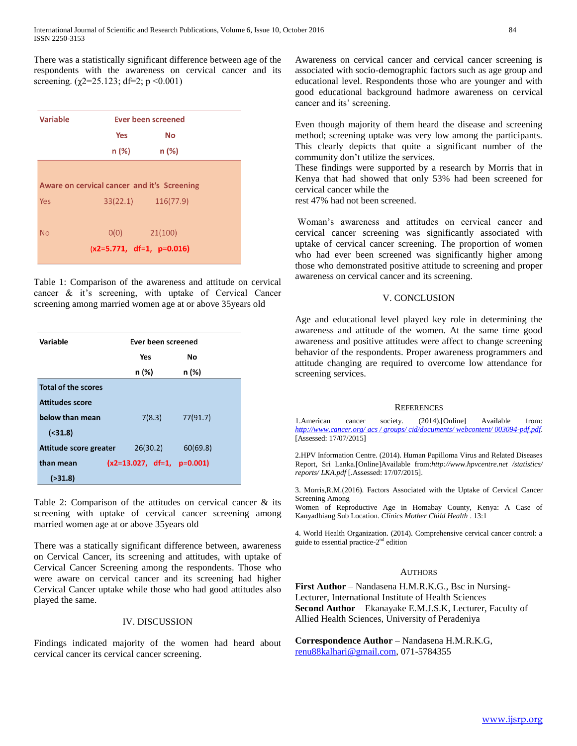There was a statistically significant difference between age of the respondents with the awareness on cervical cancer and its screening. ($\chi 2$=25.123; df=2; p <0.001)

| Variable | Ever been screened | |
|---|---|---|
| | Yes | No |
| | n (%) | n (%) |
| **Aware on cervical cancer and it's Screening** | | |
| Yes | 33(22.1) | 116(77.9) |
| No | 0(0) | 21(100) |
| | (x2=5.771, df=1, p=0.016) | |

Table 1: Comparison of the awareness and attitude on cervical cancer & it's screening, with uptake of Cervical Cancer screening among married women age at or above 35years old

| Variable | Ever been screened | |
|---|---|---|
| | Yes | No |
| | n (%) | n (%) |
| **Total of the scores** | | |
| **Attitudes score** | | |
| **below than mean (<31.8)** | 7(8.3) | 77(91.7) |
| **Attitude score greater than mean (>31.8)** | 26(30.2) | 60(69.8) |
| | (x2=13.027, df=1, p=0.001) | |

Table 2: Comparison of the attitudes on cervical cancer & its screening with uptake of cervical cancer screening among married women age at or above 35years old

There was a statically significant difference between, awareness on Cervical Cancer, its screening and attitudes, with uptake of Cervical Cancer Screening among the respondents. Those who were aware on cervical cancer and its screening had higher Cervical Cancer uptake while those who had good attitudes also played the same.

## IV. DISCUSSION

Findings indicated majority of the women had heard about cervical cancer its cervical cancer screening.

Awareness on cervical cancer and cervical cancer screening is associated with socio-demographic factors such as age group and educational level. Respondents those who are younger and with good educational background hadmore awareness on cervical cancer and its' screening.

Even though majority of them heard the disease and screening method; screening uptake was very low among the participants. This clearly depicts that quite a significant number of the community don't utilize the services.
These findings were supported by a research by Morris that in Kenya that had showed that only 53% had been screened for cervical cancer while the
rest 47% had not been screened.

Woman's awareness and attitudes on cervical cancer and cervical cancer screening was significantly associated with uptake of cervical cancer screening. The proportion of women who had ever been screened was significantly higher among those who demonstrated positive attitude to screening and proper awareness on cervical cancer and its screening.

## V. CONCLUSION

Age and educational level played key role in determining the awareness and attitude of the women. At the same time good awareness and positive attitudes were affect to change screening behavior of the respondents. Proper awareness programmers and attitude changing are required to overcome low attendance for screening services.

## REFERENCES

1.American cancer society. (2014).[Online] Available from: *http://www.cancer.org/ acs / groups/ cid/documents/ webcontent/ 003094-pdf.pdf*. [Assessed: 17/07/2015]

2.HPV Information Centre. (2014). Human Papilloma Virus and Related Diseases Report, Sri Lanka.[Online]Available from:*http://www.hpvcentre.net /statistics/ reports/ LKA.pdf* [.Assessed: 17/07/2015].

3. Morris,R.M.(2016). Factors Associated with the Uptake of Cervical Cancer Screening Among
Women of Reproductive Age in Homabay County, Kenya: A Case of Kanyadhiang Sub Location. *Clinics Mother Child Health* . 13:1

4. World Health Organization. (2014). Comprehensive cervical cancer control: a guide to essential practice-2[nd] edition

## AUTHORS

**First Author** – Nandasena H.M.R.K.G., Bsc in Nursing- Lecturer, International Institute of Health Sciences
**Second Author** – Ekanayake E.M.J.S.K, Lecturer, Faculty of Allied Health Sciences, University of Peradeniya

**Correspondence Author** – Nandasena H.M.R.K.G, renu88kalhari@gmail.com, 071-5784355